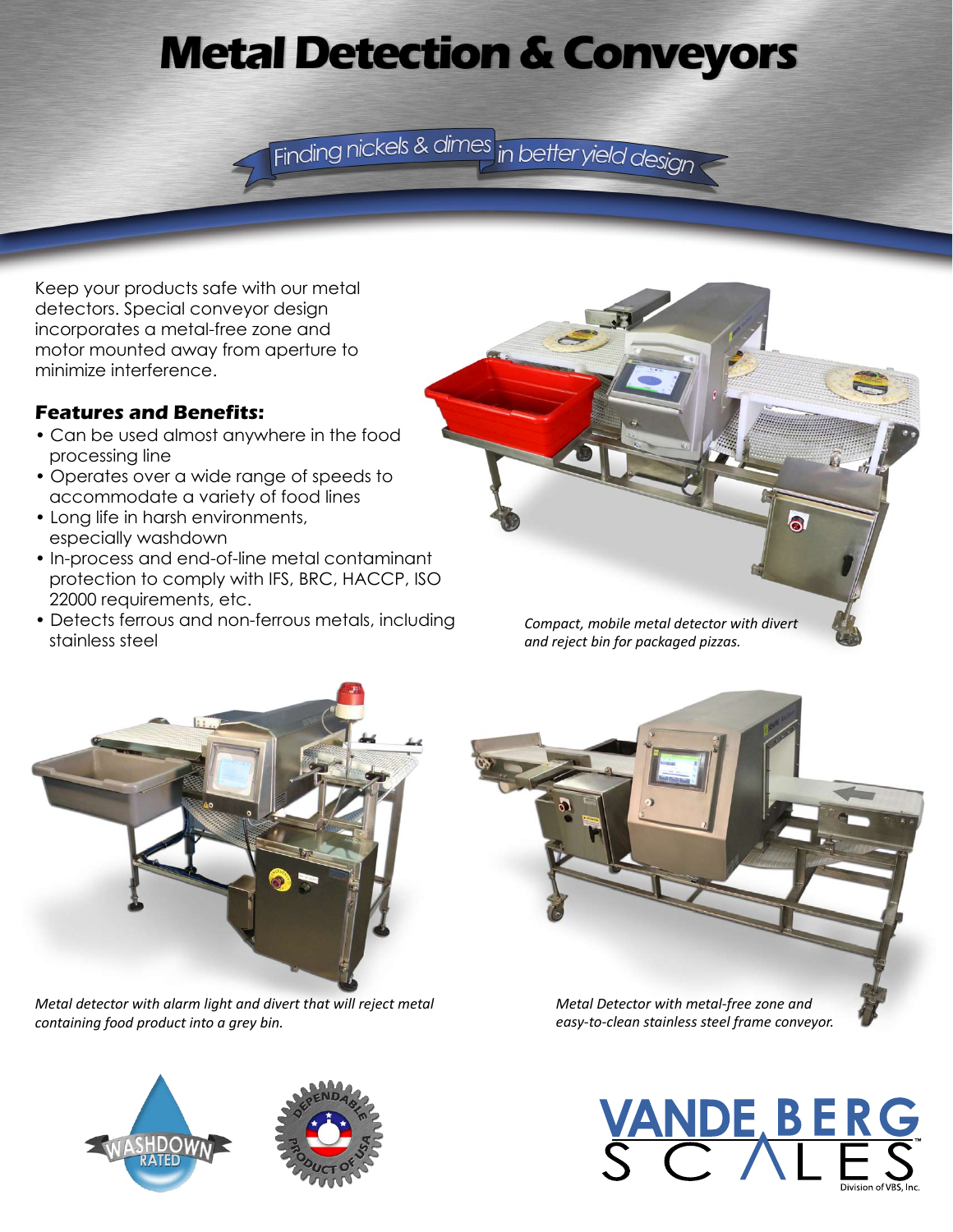# Metal Detection & Conveyors

*Finding nickels & dimes in better yield design*

Keep your products safe with our metal detectors. Special conveyor design incorporates a metal-free zone and motor mounted away from aperture to minimize interference.

### Features and Benefits:

- Can be used almost anywhere in the food processing line
- Operates over a wide range of speeds to accommodate a variety of food lines
- Long life in harsh environments, especially washdown
- In-process and end-of-line metal contaminant protection to comply with IFS, BRC, HACCP, ISO 22000 requirements, etc.
- Detects ferrous and non-ferrous metals, including stainless steel

*Compact, mobile metal detector with divert and reject bin for packaged pizzas.*

*Metal detector with alarm light and divert that will reject metal containing food product into a grey bin.*

*Metal Detector with metal-free zone and easy-to-clean stainless steel frame conveyor.*

WASHDOWN RATED

DEPENDABLE PRODUCT OF USA

VANDE BERG SCALES™
Division of VBS, Inc.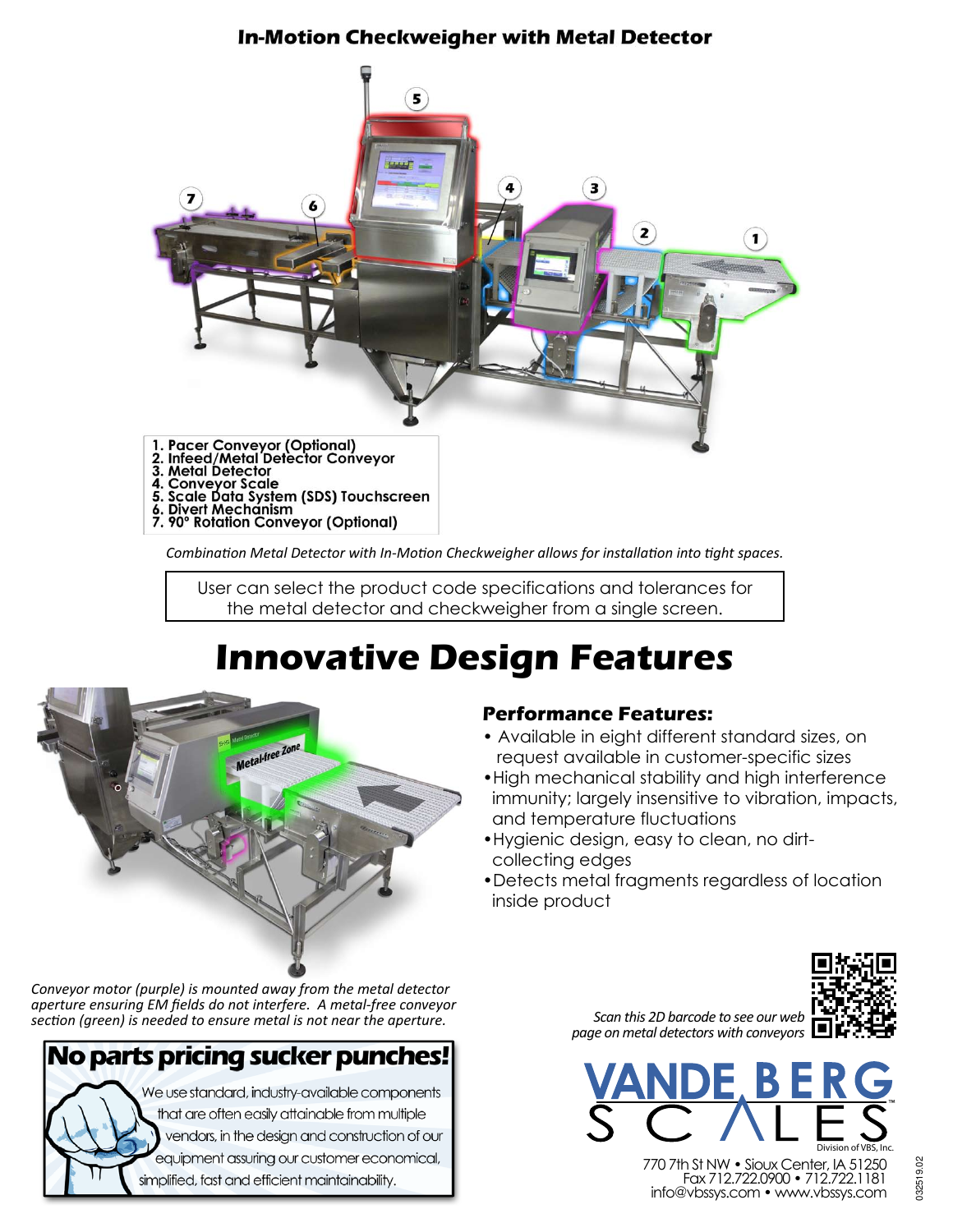## In-Motion Checkweigher with Metal Detector

1. Pacer Conveyor (Optional)
2. Infeed/Metal Detector Conveyor
3. Metal Detector
4. Conveyor Scale
5. Scale Data System (SDS) Touchscreen
6. Divert Mechanism
7. 90° Rotation Conveyor (Optional)

*Combination Metal Detector with In-Motion Checkweigher allows for installation into tight spaces.*

User can select the product code specifications and tolerances for the metal detector and checkweigher from a single screen.

# Innovative Design Features

*Conveyor motor (purple) is mounted away from the metal detector aperture ensuring EM fields do not interfere. A metal-free conveyor section (green) is needed to ensure metal is not near the aperture.*

### Performance Features:

- Available in eight different standard sizes, on request available in customer-specific sizes
- High mechanical stability and high interference immunity; largely insensitive to vibration, impacts, and temperature fluctuations
- Hygienic design, easy to clean, no dirt-collecting edges
- Detects metal fragments regardless of location inside product

## No parts pricing sucker punches!

We use standard, industry-available components that are often easily attainable from multiple vendors, in the design and construction of our equipment assuring our customer economical, simplified, fast and efficient maintainability.

*Scan this 2D barcode to see our web page on metal detectors with conveyors*

VANDE BERG SCALES™
Division of VBS, Inc.

770 7th St NW • Sioux Center, IA 51250
Fax 712.722.0900 • 712.722.1181
info@vbssys.com • www.vbssys.com

032519.02